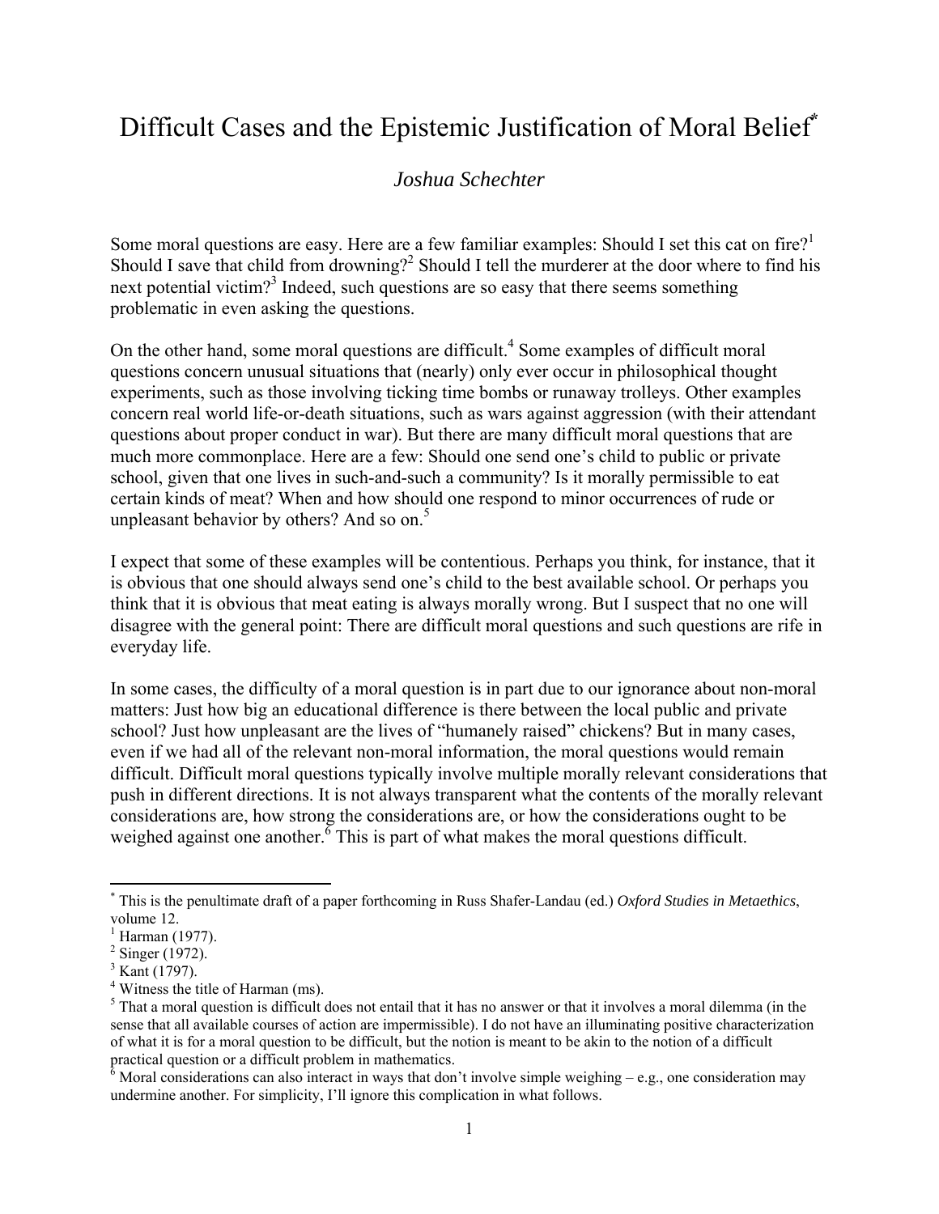# Difficult Cases and the Epistemic Justification of Moral Belief[*]

*Joshua Schechter*

Some moral questions are easy. Here are a few familiar examples: Should I set this cat on fire?[1] Should I save that child from drowning?[2] Should I tell the murderer at the door where to find his next potential victim?[3] Indeed, such questions are so easy that there seems something problematic in even asking the questions.

On the other hand, some moral questions are difficult.[4] Some examples of difficult moral questions concern unusual situations that (nearly) only ever occur in philosophical thought experiments, such as those involving ticking time bombs or runaway trolleys. Other examples concern real world life-or-death situations, such as wars against aggression (with their attendant questions about proper conduct in war). But there are many difficult moral questions that are much more commonplace. Here are a few: Should one send one's child to public or private school, given that one lives in such-and-such a community? Is it morally permissible to eat certain kinds of meat? When and how should one respond to minor occurrences of rude or unpleasant behavior by others? And so on.[5]

I expect that some of these examples will be contentious. Perhaps you think, for instance, that it is obvious that one should always send one's child to the best available school. Or perhaps you think that it is obvious that meat eating is always morally wrong. But I suspect that no one will disagree with the general point: There are difficult moral questions and such questions are rife in everyday life.

In some cases, the difficulty of a moral question is in part due to our ignorance about non-moral matters: Just how big an educational difference is there between the local public and private school? Just how unpleasant are the lives of "humanely raised" chickens? But in many cases, even if we had all of the relevant non-moral information, the moral questions would remain difficult. Difficult moral questions typically involve multiple morally relevant considerations that push in different directions. It is not always transparent what the contents of the morally relevant considerations are, how strong the considerations are, or how the considerations ought to be weighed against one another.[6] This is part of what makes the moral questions difficult.

---

[*] This is the penultimate draft of a paper forthcoming in Russ Shafer-Landau (ed.) *Oxford Studies in Metaethics*, volume 12.

[1] Harman (1977).

[2] Singer (1972).

[3] Kant (1797).

[4] Witness the title of Harman (ms).

[5] That a moral question is difficult does not entail that it has no answer or that it involves a moral dilemma (in the sense that all available courses of action are impermissible). I do not have an illuminating positive characterization of what it is for a moral question to be difficult, but the notion is meant to be akin to the notion of a difficult practical question or a difficult problem in mathematics.

[6] Moral considerations can also interact in ways that don't involve simple weighing – e.g., one consideration may undermine another. For simplicity, I'll ignore this complication in what follows.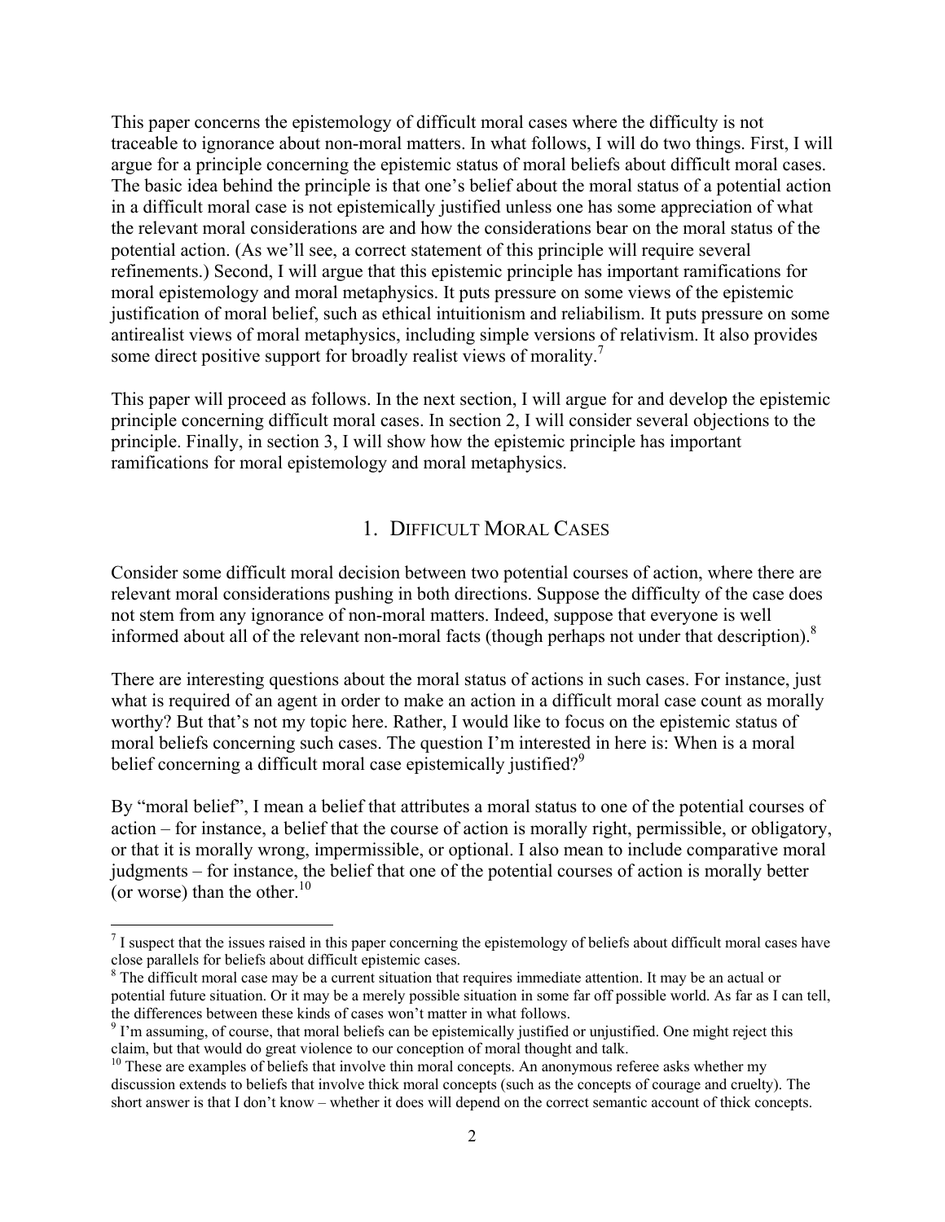This paper concerns the epistemology of difficult moral cases where the difficulty is not traceable to ignorance about non-moral matters. In what follows, I will do two things. First, I will argue for a principle concerning the epistemic status of moral beliefs about difficult moral cases. The basic idea behind the principle is that one's belief about the moral status of a potential action in a difficult moral case is not epistemically justified unless one has some appreciation of what the relevant moral considerations are and how the considerations bear on the moral status of the potential action. (As we'll see, a correct statement of this principle will require several refinements.) Second, I will argue that this epistemic principle has important ramifications for moral epistemology and moral metaphysics. It puts pressure on some views of the epistemic justification of moral belief, such as ethical intuitionism and reliabilism. It puts pressure on some antirealist views of moral metaphysics, including simple versions of relativism. It also provides some direct positive support for broadly realist views of morality.[7]

This paper will proceed as follows. In the next section, I will argue for and develop the epistemic principle concerning difficult moral cases. In section 2, I will consider several objections to the principle. Finally, in section 3, I will show how the epistemic principle has important ramifications for moral epistemology and moral metaphysics.

## 1. DIFFICULT MORAL CASES

Consider some difficult moral decision between two potential courses of action, where there are relevant moral considerations pushing in both directions. Suppose the difficulty of the case does not stem from any ignorance of non-moral matters. Indeed, suppose that everyone is well informed about all of the relevant non-moral facts (though perhaps not under that description).[8]

There are interesting questions about the moral status of actions in such cases. For instance, just what is required of an agent in order to make an action in a difficult moral case count as morally worthy? But that's not my topic here. Rather, I would like to focus on the epistemic status of moral beliefs concerning such cases. The question I'm interested in here is: When is a moral belief concerning a difficult moral case epistemically justified?[9]

By "moral belief", I mean a belief that attributes a moral status to one of the potential courses of action – for instance, a belief that the course of action is morally right, permissible, or obligatory, or that it is morally wrong, impermissible, or optional. I also mean to include comparative moral judgments – for instance, the belief that one of the potential courses of action is morally better (or worse) than the other.[10]

---

[7] I suspect that the issues raised in this paper concerning the epistemology of beliefs about difficult moral cases have close parallels for beliefs about difficult epistemic cases.

[8] The difficult moral case may be a current situation that requires immediate attention. It may be an actual or potential future situation. Or it may be a merely possible situation in some far off possible world. As far as I can tell, the differences between these kinds of cases won't matter in what follows.

[9] I'm assuming, of course, that moral beliefs can be epistemically justified or unjustified. One might reject this claim, but that would do great violence to our conception of moral thought and talk.

[10] These are examples of beliefs that involve thin moral concepts. An anonymous referee asks whether my discussion extends to beliefs that involve thick moral concepts (such as the concepts of courage and cruelty). The short answer is that I don't know – whether it does will depend on the correct semantic account of thick concepts.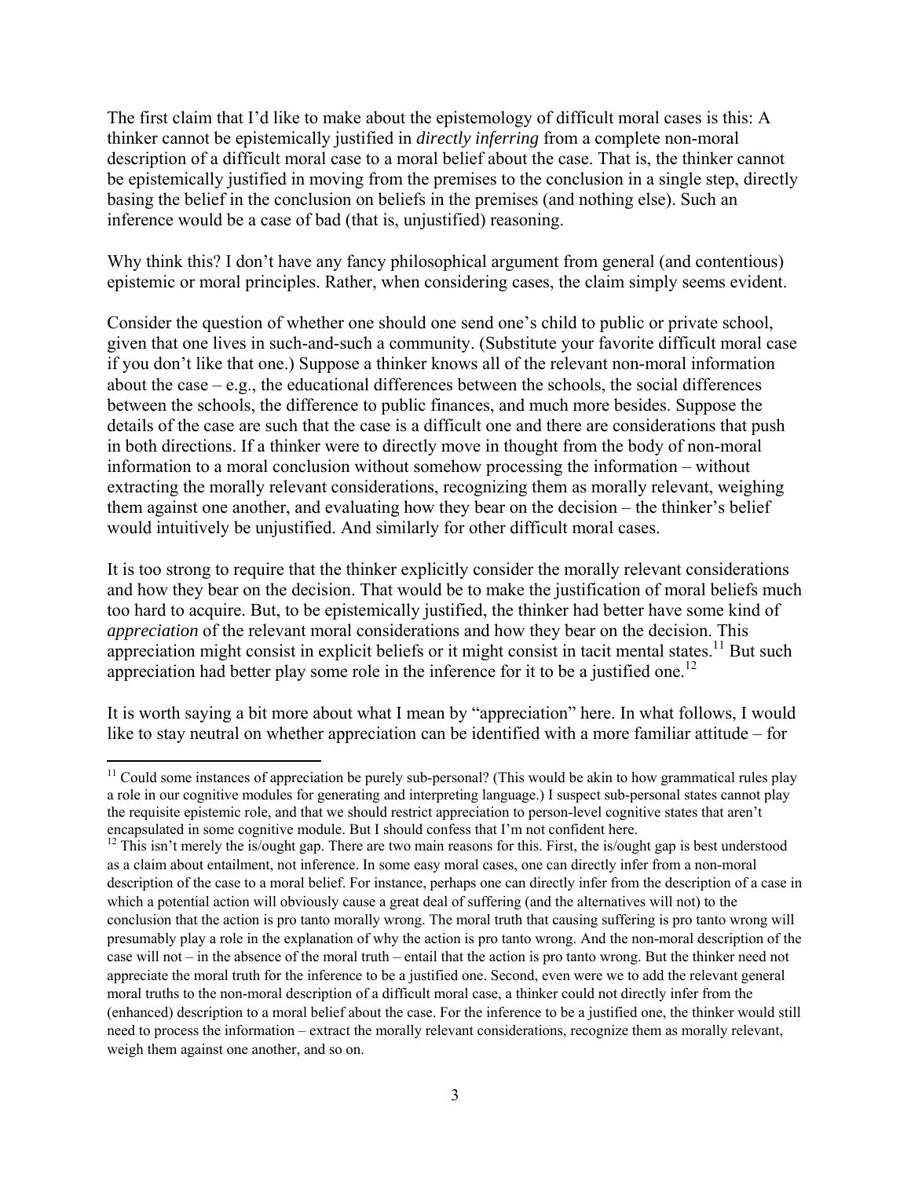The first claim that I'd like to make about the epistemology of difficult moral cases is this: A thinker cannot be epistemically justified in *directly inferring* from a complete non-moral description of a difficult moral case to a moral belief about the case. That is, the thinker cannot be epistemically justified in moving from the premises to the conclusion in a single step, directly basing the belief in the conclusion on beliefs in the premises (and nothing else). Such an inference would be a case of bad (that is, unjustified) reasoning.

Why think this? I don't have any fancy philosophical argument from general (and contentious) epistemic or moral principles. Rather, when considering cases, the claim simply seems evident.

Consider the question of whether one should one send one's child to public or private school, given that one lives in such-and-such a community. (Substitute your favorite difficult moral case if you don't like that one.) Suppose a thinker knows all of the relevant non-moral information about the case – e.g., the educational differences between the schools, the social differences between the schools, the difference to public finances, and much more besides. Suppose the details of the case are such that the case is a difficult one and there are considerations that push in both directions. If a thinker were to directly move in thought from the body of non-moral information to a moral conclusion without somehow processing the information – without extracting the morally relevant considerations, recognizing them as morally relevant, weighing them against one another, and evaluating how they bear on the decision – the thinker's belief would intuitively be unjustified. And similarly for other difficult moral cases.

It is too strong to require that the thinker explicitly consider the morally relevant considerations and how they bear on the decision. That would be to make the justification of moral beliefs much too hard to acquire. But, to be epistemically justified, the thinker had better have some kind of *appreciation* of the relevant moral considerations and how they bear on the decision. This appreciation might consist in explicit beliefs or it might consist in tacit mental states.[11] But such appreciation had better play some role in the inference for it to be a justified one.[12]

It is worth saying a bit more about what I mean by "appreciation" here. In what follows, I would like to stay neutral on whether appreciation can be identified with a more familiar attitude – for

---

[11] Could some instances of appreciation be purely sub-personal? (This would be akin to how grammatical rules play a role in our cognitive modules for generating and interpreting language.) I suspect sub-personal states cannot play the requisite epistemic role, and that we should restrict appreciation to person-level cognitive states that aren't encapsulated in some cognitive module. But I should confess that I'm not confident here.

[12] This isn't merely the is/ought gap. There are two main reasons for this. First, the is/ought gap is best understood as a claim about entailment, not inference. In some easy moral cases, one can directly infer from a non-moral description of the case to a moral belief. For instance, perhaps one can directly infer from the description of a case in which a potential action will obviously cause a great deal of suffering (and the alternatives will not) to the conclusion that the action is pro tanto morally wrong. The moral truth that causing suffering is pro tanto wrong will presumably play a role in the explanation of why the action is pro tanto wrong. And the non-moral description of the case will not – in the absence of the moral truth – entail that the action is pro tanto wrong. But the thinker need not appreciate the moral truth for the inference to be a justified one. Second, even were we to add the relevant general moral truths to the non-moral description of a difficult moral case, a thinker could not directly infer from the (enhanced) description to a moral belief about the case. For the inference to be a justified one, the thinker would still need to process the information – extract the morally relevant considerations, recognize them as morally relevant, weigh them against one another, and so on.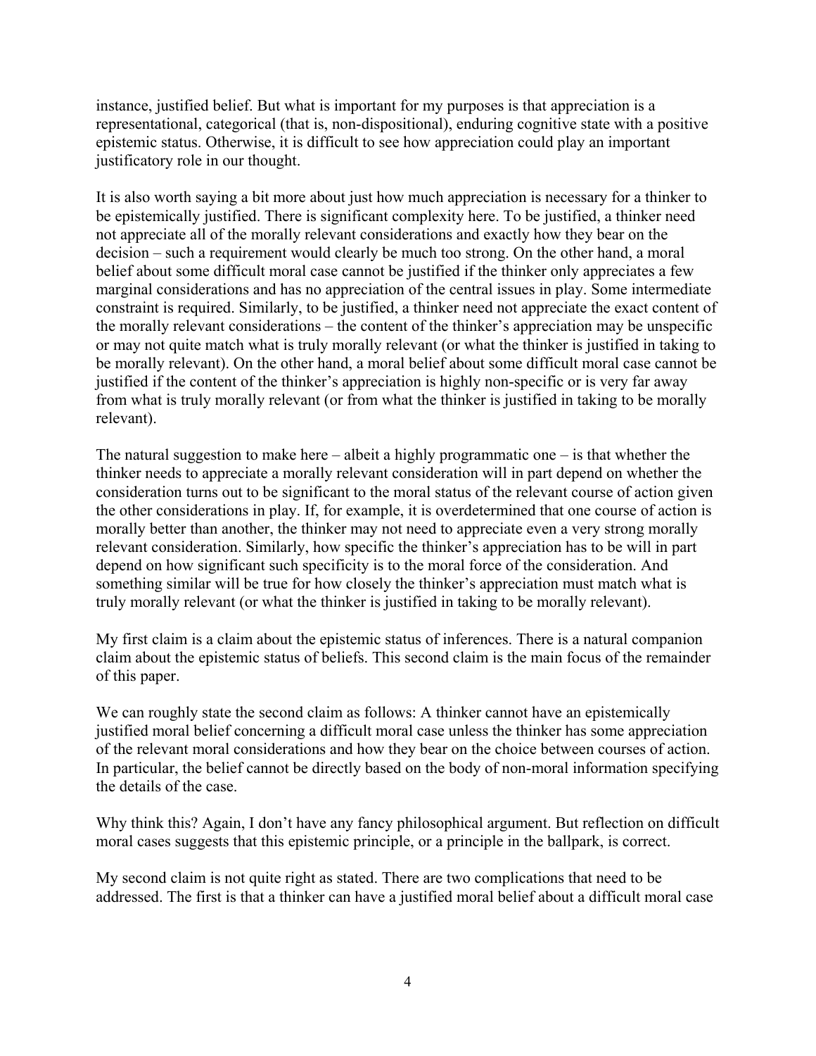instance, justified belief. But what is important for my purposes is that appreciation is a representational, categorical (that is, non-dispositional), enduring cognitive state with a positive epistemic status. Otherwise, it is difficult to see how appreciation could play an important justificatory role in our thought.

It is also worth saying a bit more about just how much appreciation is necessary for a thinker to be epistemically justified. There is significant complexity here. To be justified, a thinker need not appreciate all of the morally relevant considerations and exactly how they bear on the decision – such a requirement would clearly be much too strong. On the other hand, a moral belief about some difficult moral case cannot be justified if the thinker only appreciates a few marginal considerations and has no appreciation of the central issues in play. Some intermediate constraint is required. Similarly, to be justified, a thinker need not appreciate the exact content of the morally relevant considerations – the content of the thinker's appreciation may be unspecific or may not quite match what is truly morally relevant (or what the thinker is justified in taking to be morally relevant). On the other hand, a moral belief about some difficult moral case cannot be justified if the content of the thinker's appreciation is highly non-specific or is very far away from what is truly morally relevant (or from what the thinker is justified in taking to be morally relevant).

The natural suggestion to make here – albeit a highly programmatic one – is that whether the thinker needs to appreciate a morally relevant consideration will in part depend on whether the consideration turns out to be significant to the moral status of the relevant course of action given the other considerations in play. If, for example, it is overdetermined that one course of action is morally better than another, the thinker may not need to appreciate even a very strong morally relevant consideration. Similarly, how specific the thinker's appreciation has to be will in part depend on how significant such specificity is to the moral force of the consideration. And something similar will be true for how closely the thinker's appreciation must match what is truly morally relevant (or what the thinker is justified in taking to be morally relevant).

My first claim is a claim about the epistemic status of inferences. There is a natural companion claim about the epistemic status of beliefs. This second claim is the main focus of the remainder of this paper.

We can roughly state the second claim as follows: A thinker cannot have an epistemically justified moral belief concerning a difficult moral case unless the thinker has some appreciation of the relevant moral considerations and how they bear on the choice between courses of action. In particular, the belief cannot be directly based on the body of non-moral information specifying the details of the case.

Why think this? Again, I don't have any fancy philosophical argument. But reflection on difficult moral cases suggests that this epistemic principle, or a principle in the ballpark, is correct.

My second claim is not quite right as stated. There are two complications that need to be addressed. The first is that a thinker can have a justified moral belief about a difficult moral case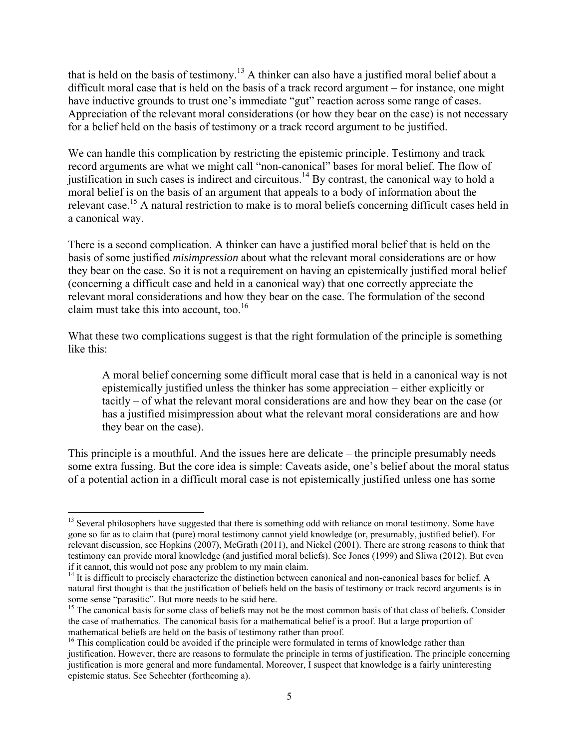that is held on the basis of testimony.[13] A thinker can also have a justified moral belief about a difficult moral case that is held on the basis of a track record argument – for instance, one might have inductive grounds to trust one's immediate "gut" reaction across some range of cases. Appreciation of the relevant moral considerations (or how they bear on the case) is not necessary for a belief held on the basis of testimony or a track record argument to be justified.

We can handle this complication by restricting the epistemic principle. Testimony and track record arguments are what we might call "non-canonical" bases for moral belief. The flow of justification in such cases is indirect and circuitous.[14] By contrast, the canonical way to hold a moral belief is on the basis of an argument that appeals to a body of information about the relevant case.[15] A natural restriction to make is to moral beliefs concerning difficult cases held in a canonical way.

There is a second complication. A thinker can have a justified moral belief that is held on the basis of some justified *misimpression* about what the relevant moral considerations are or how they bear on the case. So it is not a requirement on having an epistemically justified moral belief (concerning a difficult case and held in a canonical way) that one correctly appreciate the relevant moral considerations and how they bear on the case. The formulation of the second claim must take this into account, too.[16]

What these two complications suggest is that the right formulation of the principle is something like this:

> A moral belief concerning some difficult moral case that is held in a canonical way is not epistemically justified unless the thinker has some appreciation – either explicitly or tacitly – of what the relevant moral considerations are and how they bear on the case (or has a justified misimpression about what the relevant moral considerations are and how they bear on the case).

This principle is a mouthful. And the issues here are delicate – the principle presumably needs some extra fussing. But the core idea is simple: Caveats aside, one's belief about the moral status of a potential action in a difficult moral case is not epistemically justified unless one has some

---

[13] Several philosophers have suggested that there is something odd with reliance on moral testimony. Some have gone so far as to claim that (pure) moral testimony cannot yield knowledge (or, presumably, justified belief). For relevant discussion, see Hopkins (2007), McGrath (2011), and Nickel (2001). There are strong reasons to think that testimony can provide moral knowledge (and justified moral beliefs). See Jones (1999) and Sliwa (2012). But even if it cannot, this would not pose any problem to my main claim.

[14] It is difficult to precisely characterize the distinction between canonical and non-canonical bases for belief. A natural first thought is that the justification of beliefs held on the basis of testimony or track record arguments is in some sense "parasitic". But more needs to be said here.

[15] The canonical basis for some class of beliefs may not be the most common basis of that class of beliefs. Consider the case of mathematics. The canonical basis for a mathematical belief is a proof. But a large proportion of mathematical beliefs are held on the basis of testimony rather than proof.

[16] This complication could be avoided if the principle were formulated in terms of knowledge rather than justification. However, there are reasons to formulate the principle in terms of justification. The principle concerning justification is more general and more fundamental. Moreover, I suspect that knowledge is a fairly uninteresting epistemic status. See Schechter (forthcoming a).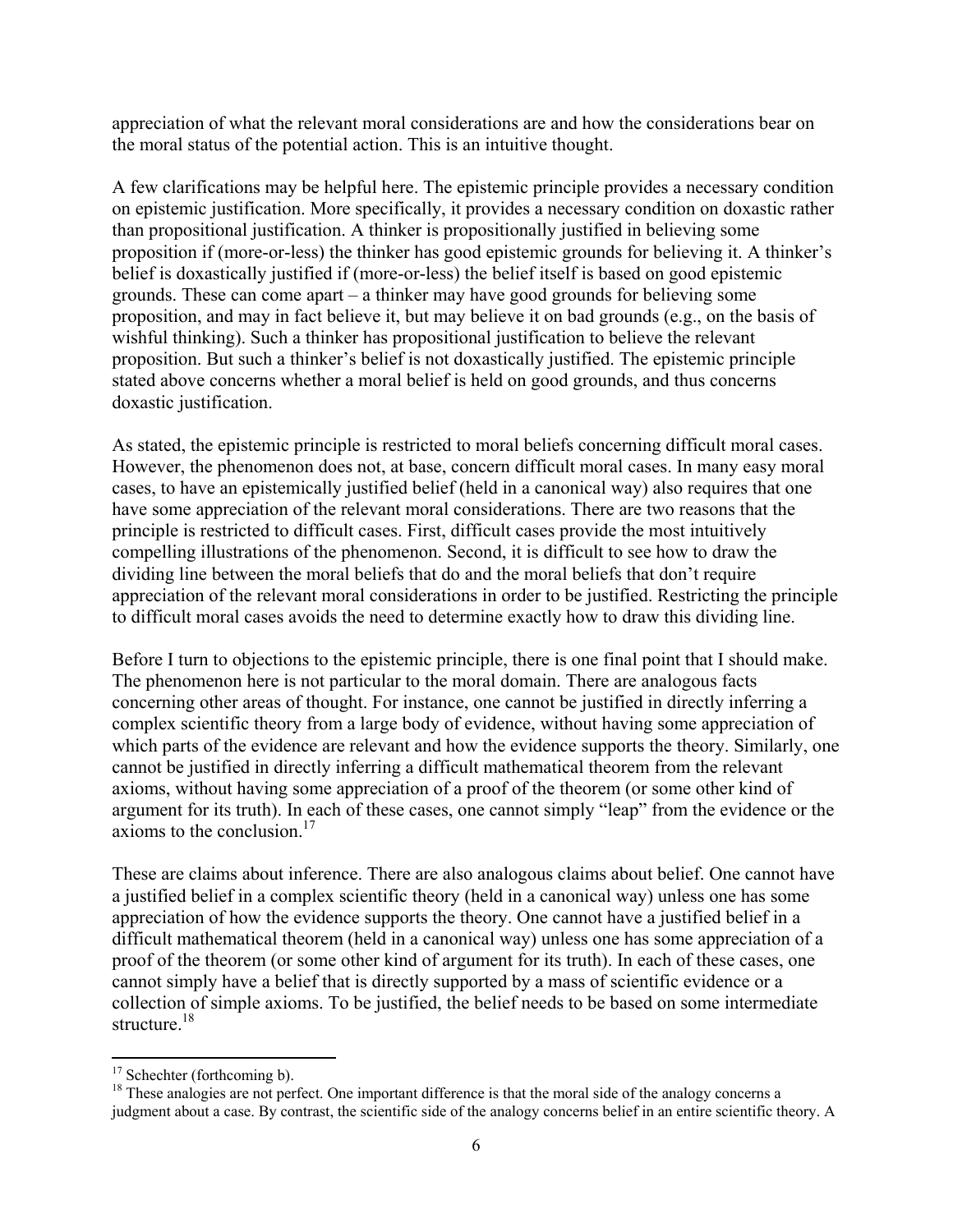appreciation of what the relevant moral considerations are and how the considerations bear on the moral status of the potential action. This is an intuitive thought.

A few clarifications may be helpful here. The epistemic principle provides a necessary condition on epistemic justification. More specifically, it provides a necessary condition on doxastic rather than propositional justification. A thinker is propositionally justified in believing some proposition if (more-or-less) the thinker has good epistemic grounds for believing it. A thinker's belief is doxastically justified if (more-or-less) the belief itself is based on good epistemic grounds. These can come apart – a thinker may have good grounds for believing some proposition, and may in fact believe it, but may believe it on bad grounds (e.g., on the basis of wishful thinking). Such a thinker has propositional justification to believe the relevant proposition. But such a thinker's belief is not doxastically justified. The epistemic principle stated above concerns whether a moral belief is held on good grounds, and thus concerns doxastic justification.

As stated, the epistemic principle is restricted to moral beliefs concerning difficult moral cases. However, the phenomenon does not, at base, concern difficult moral cases. In many easy moral cases, to have an epistemically justified belief (held in a canonical way) also requires that one have some appreciation of the relevant moral considerations. There are two reasons that the principle is restricted to difficult cases. First, difficult cases provide the most intuitively compelling illustrations of the phenomenon. Second, it is difficult to see how to draw the dividing line between the moral beliefs that do and the moral beliefs that don't require appreciation of the relevant moral considerations in order to be justified. Restricting the principle to difficult moral cases avoids the need to determine exactly how to draw this dividing line.

Before I turn to objections to the epistemic principle, there is one final point that I should make. The phenomenon here is not particular to the moral domain. There are analogous facts concerning other areas of thought. For instance, one cannot be justified in directly inferring a complex scientific theory from a large body of evidence, without having some appreciation of which parts of the evidence are relevant and how the evidence supports the theory. Similarly, one cannot be justified in directly inferring a difficult mathematical theorem from the relevant axioms, without having some appreciation of a proof of the theorem (or some other kind of argument for its truth). In each of these cases, one cannot simply "leap" from the evidence or the axioms to the conclusion.[17]

These are claims about inference. There are also analogous claims about belief. One cannot have a justified belief in a complex scientific theory (held in a canonical way) unless one has some appreciation of how the evidence supports the theory. One cannot have a justified belief in a difficult mathematical theorem (held in a canonical way) unless one has some appreciation of a proof of the theorem (or some other kind of argument for its truth). In each of these cases, one cannot simply have a belief that is directly supported by a mass of scientific evidence or a collection of simple axioms. To be justified, the belief needs to be based on some intermediate structure.[18]

---

[17] Schechter (forthcoming b).

[18] These analogies are not perfect. One important difference is that the moral side of the analogy concerns a judgment about a case. By contrast, the scientific side of the analogy concerns belief in an entire scientific theory. A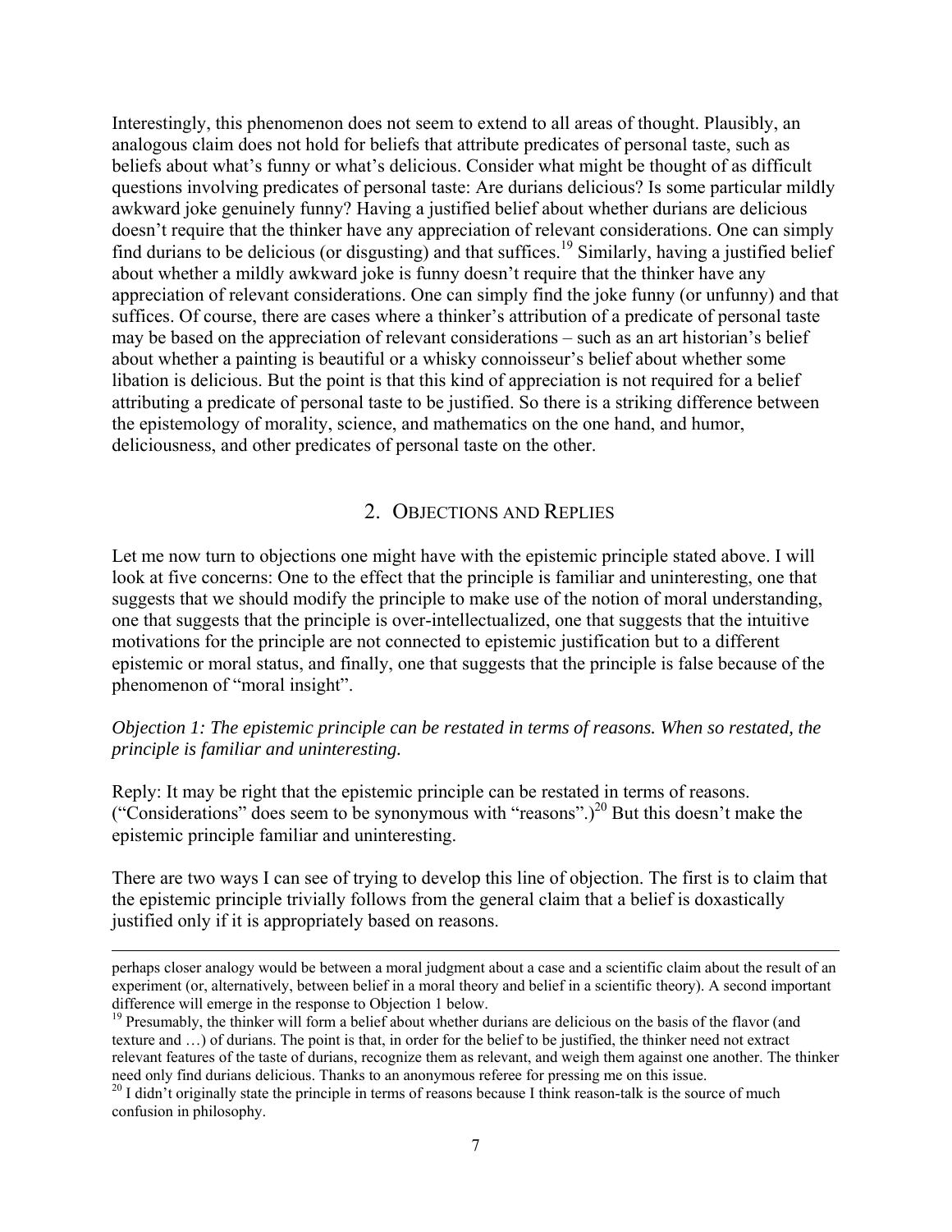Interestingly, this phenomenon does not seem to extend to all areas of thought. Plausibly, an analogous claim does not hold for beliefs that attribute predicates of personal taste, such as beliefs about what's funny or what's delicious. Consider what might be thought of as difficult questions involving predicates of personal taste: Are durians delicious? Is some particular mildly awkward joke genuinely funny? Having a justified belief about whether durians are delicious doesn't require that the thinker have any appreciation of relevant considerations. One can simply find durians to be delicious (or disgusting) and that suffices.[19] Similarly, having a justified belief about whether a mildly awkward joke is funny doesn't require that the thinker have any appreciation of relevant considerations. One can simply find the joke funny (or unfunny) and that suffices. Of course, there are cases where a thinker's attribution of a predicate of personal taste may be based on the appreciation of relevant considerations – such as an art historian's belief about whether a painting is beautiful or a whisky connoisseur's belief about whether some libation is delicious. But the point is that this kind of appreciation is not required for a belief attributing a predicate of personal taste to be justified. So there is a striking difference between the epistemology of morality, science, and mathematics on the one hand, and humor, deliciousness, and other predicates of personal taste on the other.

## 2. OBJECTIONS AND REPLIES

Let me now turn to objections one might have with the epistemic principle stated above. I will look at five concerns: One to the effect that the principle is familiar and uninteresting, one that suggests that we should modify the principle to make use of the notion of moral understanding, one that suggests that the principle is over-intellectualized, one that suggests that the intuitive motivations for the principle are not connected to epistemic justification but to a different epistemic or moral status, and finally, one that suggests that the principle is false because of the phenomenon of "moral insight".

*Objection 1: The epistemic principle can be restated in terms of reasons. When so restated, the principle is familiar and uninteresting.*

Reply: It may be right that the epistemic principle can be restated in terms of reasons. ("Considerations" does seem to be synonymous with "reasons".)[20] But this doesn't make the epistemic principle familiar and uninteresting.

There are two ways I can see of trying to develop this line of objection. The first is to claim that the epistemic principle trivially follows from the general claim that a belief is doxastically justified only if it is appropriately based on reasons.

---

perhaps closer analogy would be between a moral judgment about a case and a scientific claim about the result of an experiment (or, alternatively, between belief in a moral theory and belief in a scientific theory). A second important difference will emerge in the response to Objection 1 below.

[19] Presumably, the thinker will form a belief about whether durians are delicious on the basis of the flavor (and texture and …) of durians. The point is that, in order for the belief to be justified, the thinker need not extract relevant features of the taste of durians, recognize them as relevant, and weigh them against one another. The thinker need only find durians delicious. Thanks to an anonymous referee for pressing me on this issue.

[20] I didn't originally state the principle in terms of reasons because I think reason-talk is the source of much confusion in philosophy.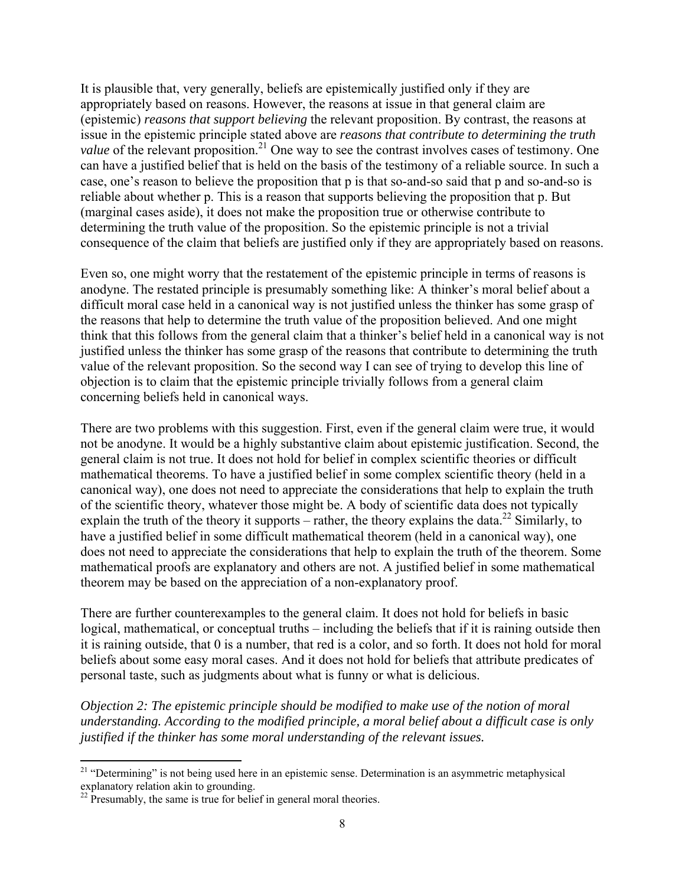It is plausible that, very generally, beliefs are epistemically justified only if they are appropriately based on reasons. However, the reasons at issue in that general claim are (epistemic) *reasons that support believing* the relevant proposition. By contrast, the reasons at issue in the epistemic principle stated above are *reasons that contribute to determining the truth value* of the relevant proposition.[21] One way to see the contrast involves cases of testimony. One can have a justified belief that is held on the basis of the testimony of a reliable source. In such a case, one's reason to believe the proposition that p is that so-and-so said that p and so-and-so is reliable about whether p. This is a reason that supports believing the proposition that p. But (marginal cases aside), it does not make the proposition true or otherwise contribute to determining the truth value of the proposition. So the epistemic principle is not a trivial consequence of the claim that beliefs are justified only if they are appropriately based on reasons.

Even so, one might worry that the restatement of the epistemic principle in terms of reasons is anodyne. The restated principle is presumably something like: A thinker's moral belief about a difficult moral case held in a canonical way is not justified unless the thinker has some grasp of the reasons that help to determine the truth value of the proposition believed. And one might think that this follows from the general claim that a thinker's belief held in a canonical way is not justified unless the thinker has some grasp of the reasons that contribute to determining the truth value of the relevant proposition. So the second way I can see of trying to develop this line of objection is to claim that the epistemic principle trivially follows from a general claim concerning beliefs held in canonical ways.

There are two problems with this suggestion. First, even if the general claim were true, it would not be anodyne. It would be a highly substantive claim about epistemic justification. Second, the general claim is not true. It does not hold for belief in complex scientific theories or difficult mathematical theorems. To have a justified belief in some complex scientific theory (held in a canonical way), one does not need to appreciate the considerations that help to explain the truth of the scientific theory, whatever those might be. A body of scientific data does not typically explain the truth of the theory it supports – rather, the theory explains the data.[22] Similarly, to have a justified belief in some difficult mathematical theorem (held in a canonical way), one does not need to appreciate the considerations that help to explain the truth of the theorem. Some mathematical proofs are explanatory and others are not. A justified belief in some mathematical theorem may be based on the appreciation of a non-explanatory proof.

There are further counterexamples to the general claim. It does not hold for beliefs in basic logical, mathematical, or conceptual truths – including the beliefs that if it is raining outside then it is raining outside, that 0 is a number, that red is a color, and so forth. It does not hold for moral beliefs about some easy moral cases. And it does not hold for beliefs that attribute predicates of personal taste, such as judgments about what is funny or what is delicious.

*Objection 2: The epistemic principle should be modified to make use of the notion of moral understanding. According to the modified principle, a moral belief about a difficult case is only justified if the thinker has some moral understanding of the relevant issues.*

---

[21] "Determining" is not being used here in an epistemic sense. Determination is an asymmetric metaphysical explanatory relation akin to grounding.

[22] Presumably, the same is true for belief in general moral theories.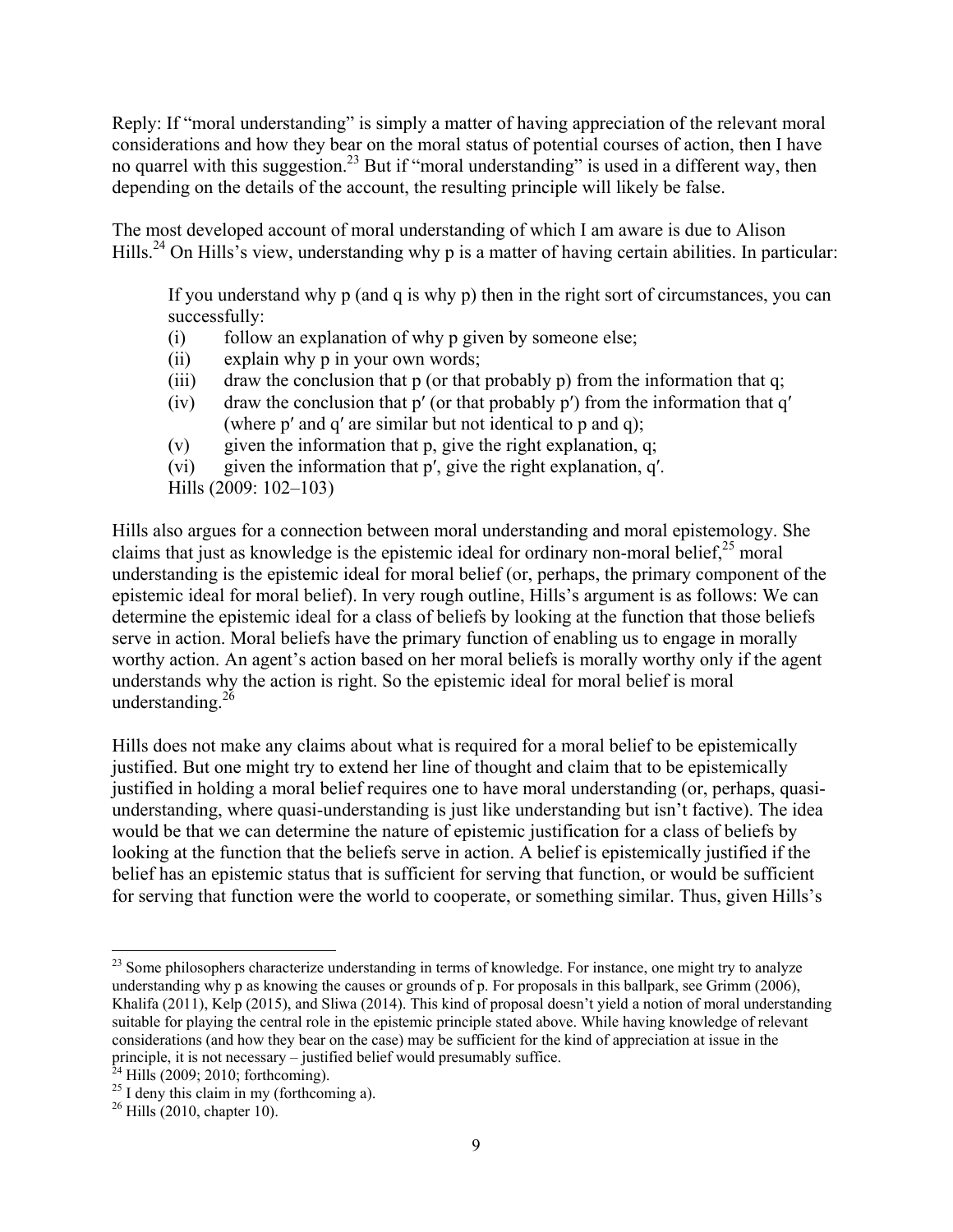Reply: If "moral understanding" is simply a matter of having appreciation of the relevant moral considerations and how they bear on the moral status of potential courses of action, then I have no quarrel with this suggestion.[23] But if "moral understanding" is used in a different way, then depending on the details of the account, the resulting principle will likely be false.

The most developed account of moral understanding of which I am aware is due to Alison Hills.[24] On Hills's view, understanding why p is a matter of having certain abilities. In particular:

> If you understand why p (and q is why p) then in the right sort of circumstances, you can successfully:
> (i) follow an explanation of why p given by someone else;
> (ii) explain why p in your own words;
> (iii) draw the conclusion that p (or that probably p) from the information that q;
> (iv) draw the conclusion that p′ (or that probably p′) from the information that q′ (where p′ and q′ are similar but not identical to p and q);
> (v) given the information that p, give the right explanation, q;
> (vi) given the information that p′, give the right explanation, q′.
> Hills (2009: 102–103)

Hills also argues for a connection between moral understanding and moral epistemology. She claims that just as knowledge is the epistemic ideal for ordinary non-moral belief,[25] moral understanding is the epistemic ideal for moral belief (or, perhaps, the primary component of the epistemic ideal for moral belief). In very rough outline, Hills's argument is as follows: We can determine the epistemic ideal for a class of beliefs by looking at the function that those beliefs serve in action. Moral beliefs have the primary function of enabling us to engage in morally worthy action. An agent's action based on her moral beliefs is morally worthy only if the agent understands why the action is right. So the epistemic ideal for moral belief is moral understanding.[26]

Hills does not make any claims about what is required for a moral belief to be epistemically justified. But one might try to extend her line of thought and claim that to be epistemically justified in holding a moral belief requires one to have moral understanding (or, perhaps, quasi-understanding, where quasi-understanding is just like understanding but isn't factive). The idea would be that we can determine the nature of epistemic justification for a class of beliefs by looking at the function that the beliefs serve in action. A belief is epistemically justified if the belief has an epistemic status that is sufficient for serving that function, or would be sufficient for serving that function were the world to cooperate, or something similar. Thus, given Hills's

---

[23] Some philosophers characterize understanding in terms of knowledge. For instance, one might try to analyze understanding why p as knowing the causes or grounds of p. For proposals in this ballpark, see Grimm (2006), Khalifa (2011), Kelp (2015), and Sliwa (2014). This kind of proposal doesn't yield a notion of moral understanding suitable for playing the central role in the epistemic principle stated above. While having knowledge of relevant considerations (and how they bear on the case) may be sufficient for the kind of appreciation at issue in the principle, it is not necessary – justified belief would presumably suffice.

[24] Hills (2009; 2010; forthcoming).

[25] I deny this claim in my (forthcoming a).

[26] Hills (2010, chapter 10).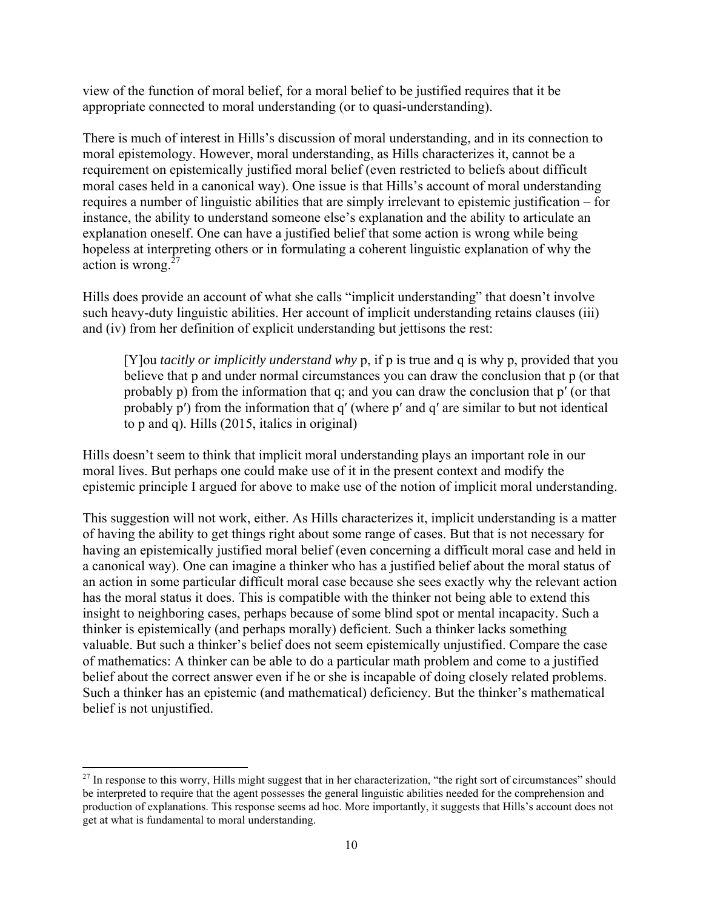view of the function of moral belief, for a moral belief to be justified requires that it be appropriate connected to moral understanding (or to quasi-understanding).

There is much of interest in Hills's discussion of moral understanding, and in its connection to moral epistemology. However, moral understanding, as Hills characterizes it, cannot be a requirement on epistemically justified moral belief (even restricted to beliefs about difficult moral cases held in a canonical way). One issue is that Hills's account of moral understanding requires a number of linguistic abilities that are simply irrelevant to epistemic justification – for instance, the ability to understand someone else's explanation and the ability to articulate an explanation oneself. One can have a justified belief that some action is wrong while being hopeless at interpreting others or in formulating a coherent linguistic explanation of why the action is wrong.[27]

Hills does provide an account of what she calls "implicit understanding" that doesn't involve such heavy-duty linguistic abilities. Her account of implicit understanding retains clauses (iii) and (iv) from her definition of explicit understanding but jettisons the rest:

> [Y]ou *tacitly or implicitly understand why* p, if p is true and q is why p, provided that you believe that p and under normal circumstances you can draw the conclusion that p (or that probably p) from the information that q; and you can draw the conclusion that p′ (or that probably p′) from the information that q′ (where p′ and q′ are similar to but not identical to p and q). Hills (2015, italics in original)

Hills doesn't seem to think that implicit moral understanding plays an important role in our moral lives. But perhaps one could make use of it in the present context and modify the epistemic principle I argued for above to make use of the notion of implicit moral understanding.

This suggestion will not work, either. As Hills characterizes it, implicit understanding is a matter of having the ability to get things right about some range of cases. But that is not necessary for having an epistemically justified moral belief (even concerning a difficult moral case and held in a canonical way). One can imagine a thinker who has a justified belief about the moral status of an action in some particular difficult moral case because she sees exactly why the relevant action has the moral status it does. This is compatible with the thinker not being able to extend this insight to neighboring cases, perhaps because of some blind spot or mental incapacity. Such a thinker is epistemically (and perhaps morally) deficient. Such a thinker lacks something valuable. But such a thinker's belief does not seem epistemically unjustified. Compare the case of mathematics: A thinker can be able to do a particular math problem and come to a justified belief about the correct answer even if he or she is incapable of doing closely related problems. Such a thinker has an epistemic (and mathematical) deficiency. But the thinker's mathematical belief is not unjustified.

[27] In response to this worry, Hills might suggest that in her characterization, "the right sort of circumstances" should be interpreted to require that the agent possesses the general linguistic abilities needed for the comprehension and production of explanations. This response seems ad hoc. More importantly, it suggests that Hills's account does not get at what is fundamental to moral understanding.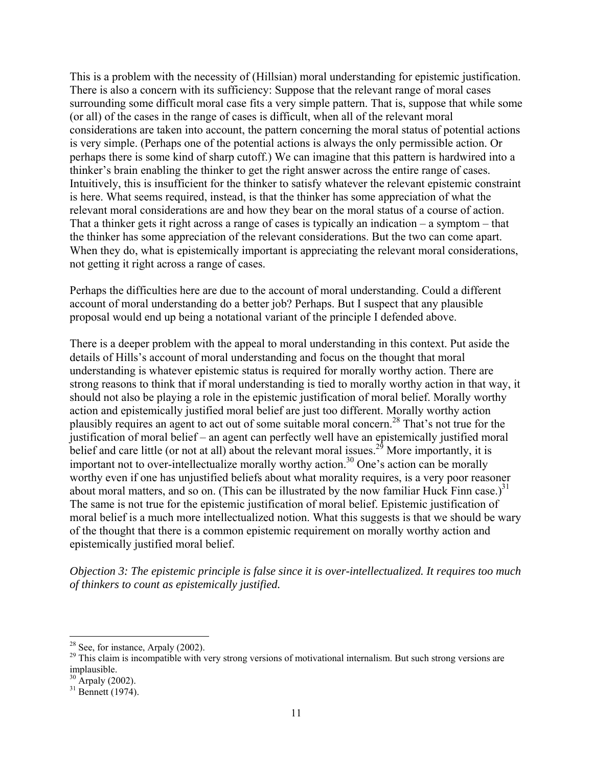This is a problem with the necessity of (Hillsian) moral understanding for epistemic justification. There is also a concern with its sufficiency: Suppose that the relevant range of moral cases surrounding some difficult moral case fits a very simple pattern. That is, suppose that while some (or all) of the cases in the range of cases is difficult, when all of the relevant moral considerations are taken into account, the pattern concerning the moral status of potential actions is very simple. (Perhaps one of the potential actions is always the only permissible action. Or perhaps there is some kind of sharp cutoff.) We can imagine that this pattern is hardwired into a thinker's brain enabling the thinker to get the right answer across the entire range of cases. Intuitively, this is insufficient for the thinker to satisfy whatever the relevant epistemic constraint is here. What seems required, instead, is that the thinker has some appreciation of what the relevant moral considerations are and how they bear on the moral status of a course of action. That a thinker gets it right across a range of cases is typically an indication – a symptom – that the thinker has some appreciation of the relevant considerations. But the two can come apart. When they do, what is epistemically important is appreciating the relevant moral considerations, not getting it right across a range of cases.

Perhaps the difficulties here are due to the account of moral understanding. Could a different account of moral understanding do a better job? Perhaps. But I suspect that any plausible proposal would end up being a notational variant of the principle I defended above.

There is a deeper problem with the appeal to moral understanding in this context. Put aside the details of Hills's account of moral understanding and focus on the thought that moral understanding is whatever epistemic status is required for morally worthy action. There are strong reasons to think that if moral understanding is tied to morally worthy action in that way, it should not also be playing a role in the epistemic justification of moral belief. Morally worthy action and epistemically justified moral belief are just too different. Morally worthy action plausibly requires an agent to act out of some suitable moral concern.[28] That's not true for the justification of moral belief – an agent can perfectly well have an epistemically justified moral belief and care little (or not at all) about the relevant moral issues.[29] More importantly, it is important not to over-intellectualize morally worthy action.[30] One's action can be morally worthy even if one has unjustified beliefs about what morality requires, is a very poor reasoner about moral matters, and so on. (This can be illustrated by the now familiar Huck Finn case.)[31] The same is not true for the epistemic justification of moral belief. Epistemic justification of moral belief is a much more intellectualized notion. What this suggests is that we should be wary of the thought that there is a common epistemic requirement on morally worthy action and epistemically justified moral belief.

*Objection 3: The epistemic principle is false since it is over-intellectualized. It requires too much of thinkers to count as epistemically justified.*

---

[28] See, for instance, Arpaly (2002).

[29] This claim is incompatible with very strong versions of motivational internalism. But such strong versions are implausible.

[30] Arpaly (2002).

[31] Bennett (1974).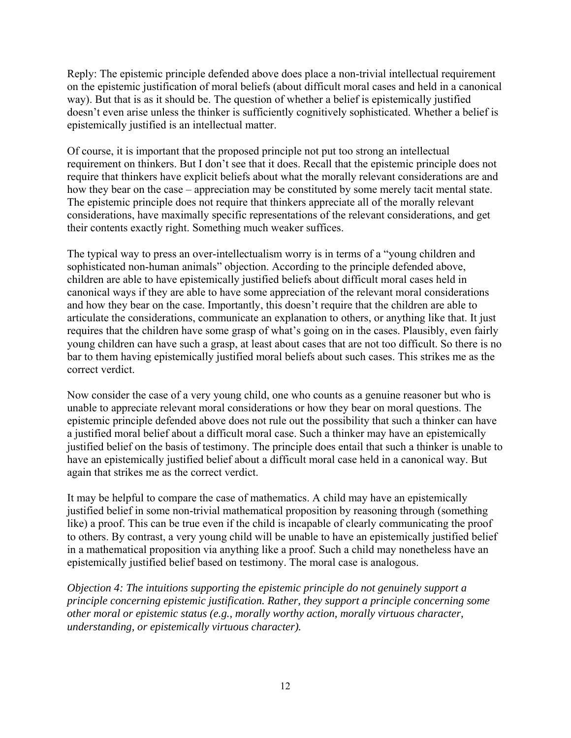Reply: The epistemic principle defended above does place a non-trivial intellectual requirement on the epistemic justification of moral beliefs (about difficult moral cases and held in a canonical way). But that is as it should be. The question of whether a belief is epistemically justified doesn't even arise unless the thinker is sufficiently cognitively sophisticated. Whether a belief is epistemically justified is an intellectual matter.

Of course, it is important that the proposed principle not put too strong an intellectual requirement on thinkers. But I don't see that it does. Recall that the epistemic principle does not require that thinkers have explicit beliefs about what the morally relevant considerations are and how they bear on the case – appreciation may be constituted by some merely tacit mental state. The epistemic principle does not require that thinkers appreciate all of the morally relevant considerations, have maximally specific representations of the relevant considerations, and get their contents exactly right. Something much weaker suffices.

The typical way to press an over-intellectualism worry is in terms of a "young children and sophisticated non-human animals" objection. According to the principle defended above, children are able to have epistemically justified beliefs about difficult moral cases held in canonical ways if they are able to have some appreciation of the relevant moral considerations and how they bear on the case. Importantly, this doesn't require that the children are able to articulate the considerations, communicate an explanation to others, or anything like that. It just requires that the children have some grasp of what's going on in the cases. Plausibly, even fairly young children can have such a grasp, at least about cases that are not too difficult. So there is no bar to them having epistemically justified moral beliefs about such cases. This strikes me as the correct verdict.

Now consider the case of a very young child, one who counts as a genuine reasoner but who is unable to appreciate relevant moral considerations or how they bear on moral questions. The epistemic principle defended above does not rule out the possibility that such a thinker can have a justified moral belief about a difficult moral case. Such a thinker may have an epistemically justified belief on the basis of testimony. The principle does entail that such a thinker is unable to have an epistemically justified belief about a difficult moral case held in a canonical way. But again that strikes me as the correct verdict.

It may be helpful to compare the case of mathematics. A child may have an epistemically justified belief in some non-trivial mathematical proposition by reasoning through (something like) a proof. This can be true even if the child is incapable of clearly communicating the proof to others. By contrast, a very young child will be unable to have an epistemically justified belief in a mathematical proposition via anything like a proof. Such a child may nonetheless have an epistemically justified belief based on testimony. The moral case is analogous.

*Objection 4: The intuitions supporting the epistemic principle do not genuinely support a principle concerning epistemic justification. Rather, they support a principle concerning some other moral or epistemic status (e.g., morally worthy action, morally virtuous character, understanding, or epistemically virtuous character).*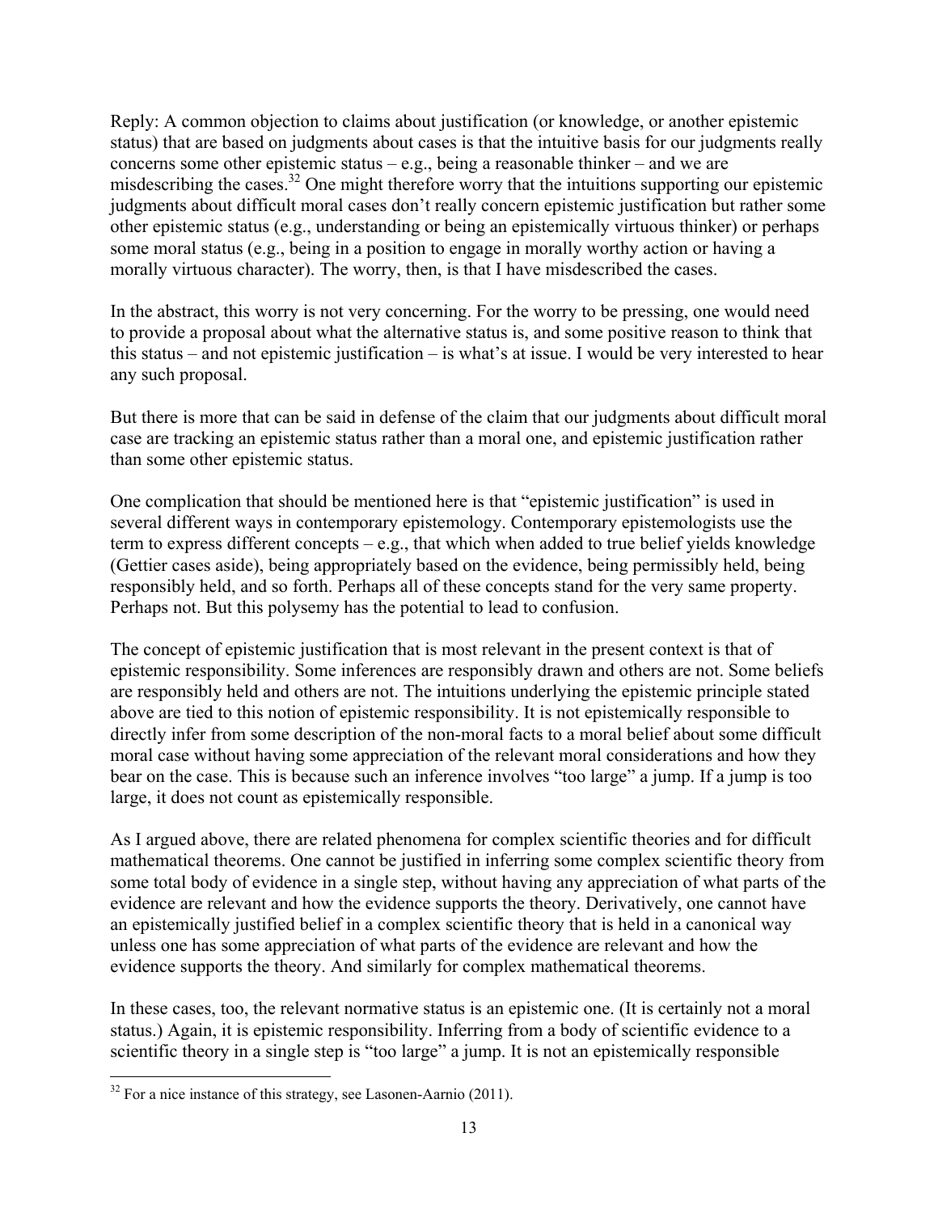Reply: A common objection to claims about justification (or knowledge, or another epistemic status) that are based on judgments about cases is that the intuitive basis for our judgments really concerns some other epistemic status – e.g., being a reasonable thinker – and we are misdescribing the cases.[32] One might therefore worry that the intuitions supporting our epistemic judgments about difficult moral cases don't really concern epistemic justification but rather some other epistemic status (e.g., understanding or being an epistemically virtuous thinker) or perhaps some moral status (e.g., being in a position to engage in morally worthy action or having a morally virtuous character). The worry, then, is that I have misdescribed the cases.

In the abstract, this worry is not very concerning. For the worry to be pressing, one would need to provide a proposal about what the alternative status is, and some positive reason to think that this status – and not epistemic justification – is what's at issue. I would be very interested to hear any such proposal.

But there is more that can be said in defense of the claim that our judgments about difficult moral case are tracking an epistemic status rather than a moral one, and epistemic justification rather than some other epistemic status.

One complication that should be mentioned here is that "epistemic justification" is used in several different ways in contemporary epistemology. Contemporary epistemologists use the term to express different concepts – e.g., that which when added to true belief yields knowledge (Gettier cases aside), being appropriately based on the evidence, being permissibly held, being responsibly held, and so forth. Perhaps all of these concepts stand for the very same property. Perhaps not. But this polysemy has the potential to lead to confusion.

The concept of epistemic justification that is most relevant in the present context is that of epistemic responsibility. Some inferences are responsibly drawn and others are not. Some beliefs are responsibly held and others are not. The intuitions underlying the epistemic principle stated above are tied to this notion of epistemic responsibility. It is not epistemically responsible to directly infer from some description of the non-moral facts to a moral belief about some difficult moral case without having some appreciation of the relevant moral considerations and how they bear on the case. This is because such an inference involves "too large" a jump. If a jump is too large, it does not count as epistemically responsible.

As I argued above, there are related phenomena for complex scientific theories and for difficult mathematical theorems. One cannot be justified in inferring some complex scientific theory from some total body of evidence in a single step, without having any appreciation of what parts of the evidence are relevant and how the evidence supports the theory. Derivatively, one cannot have an epistemically justified belief in a complex scientific theory that is held in a canonical way unless one has some appreciation of what parts of the evidence are relevant and how the evidence supports the theory. And similarly for complex mathematical theorems.

In these cases, too, the relevant normative status is an epistemic one. (It is certainly not a moral status.) Again, it is epistemic responsibility. Inferring from a body of scientific evidence to a scientific theory in a single step is "too large" a jump. It is not an epistemically responsible

[32] For a nice instance of this strategy, see Lasonen-Aarnio (2011).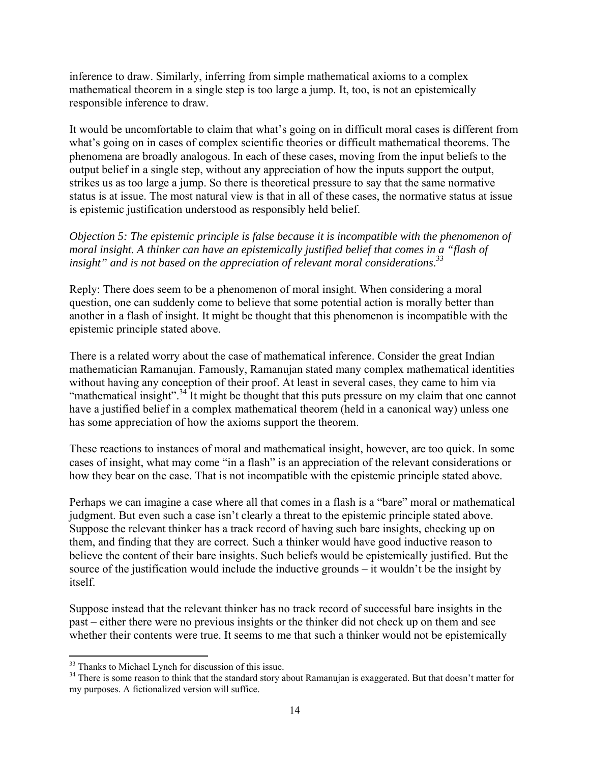inference to draw. Similarly, inferring from simple mathematical axioms to a complex mathematical theorem in a single step is too large a jump. It, too, is not an epistemically responsible inference to draw.

It would be uncomfortable to claim that what's going on in difficult moral cases is different from what's going on in cases of complex scientific theories or difficult mathematical theorems. The phenomena are broadly analogous. In each of these cases, moving from the input beliefs to the output belief in a single step, without any appreciation of how the inputs support the output, strikes us as too large a jump. So there is theoretical pressure to say that the same normative status is at issue. The most natural view is that in all of these cases, the normative status at issue is epistemic justification understood as responsibly held belief.

*Objection 5: The epistemic principle is false because it is incompatible with the phenomenon of moral insight. A thinker can have an epistemically justified belief that comes in a "flash of insight" and is not based on the appreciation of relevant moral considerations*.[33]

Reply: There does seem to be a phenomenon of moral insight. When considering a moral question, one can suddenly come to believe that some potential action is morally better than another in a flash of insight. It might be thought that this phenomenon is incompatible with the epistemic principle stated above.

There is a related worry about the case of mathematical inference. Consider the great Indian mathematician Ramanujan. Famously, Ramanujan stated many complex mathematical identities without having any conception of their proof. At least in several cases, they came to him via "mathematical insight".[34] It might be thought that this puts pressure on my claim that one cannot have a justified belief in a complex mathematical theorem (held in a canonical way) unless one has some appreciation of how the axioms support the theorem.

These reactions to instances of moral and mathematical insight, however, are too quick. In some cases of insight, what may come "in a flash" is an appreciation of the relevant considerations or how they bear on the case. That is not incompatible with the epistemic principle stated above.

Perhaps we can imagine a case where all that comes in a flash is a "bare" moral or mathematical judgment. But even such a case isn't clearly a threat to the epistemic principle stated above. Suppose the relevant thinker has a track record of having such bare insights, checking up on them, and finding that they are correct. Such a thinker would have good inductive reason to believe the content of their bare insights. Such beliefs would be epistemically justified. But the source of the justification would include the inductive grounds – it wouldn't be the insight by itself.

Suppose instead that the relevant thinker has no track record of successful bare insights in the past – either there were no previous insights or the thinker did not check up on them and see whether their contents were true. It seems to me that such a thinker would not be epistemically

[33] Thanks to Michael Lynch for discussion of this issue.

[34] There is some reason to think that the standard story about Ramanujan is exaggerated. But that doesn't matter for my purposes. A fictionalized version will suffice.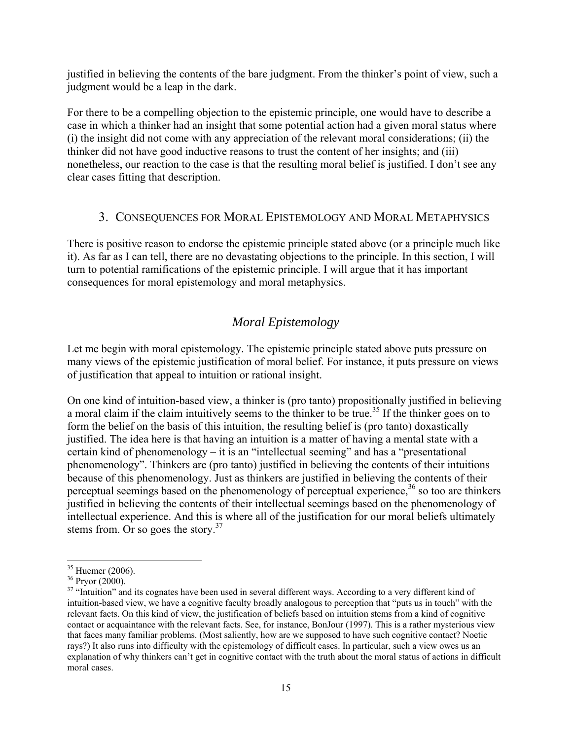justified in believing the contents of the bare judgment. From the thinker's point of view, such a judgment would be a leap in the dark.

For there to be a compelling objection to the epistemic principle, one would have to describe a case in which a thinker had an insight that some potential action had a given moral status where (i) the insight did not come with any appreciation of the relevant moral considerations; (ii) the thinker did not have good inductive reasons to trust the content of her insights; and (iii) nonetheless, our reaction to the case is that the resulting moral belief is justified. I don't see any clear cases fitting that description.

## 3. Consequences for Moral Epistemology and Moral Metaphysics

There is positive reason to endorse the epistemic principle stated above (or a principle much like it). As far as I can tell, there are no devastating objections to the principle. In this section, I will turn to potential ramifications of the epistemic principle. I will argue that it has important consequences for moral epistemology and moral metaphysics.

### *Moral Epistemology*

Let me begin with moral epistemology. The epistemic principle stated above puts pressure on many views of the epistemic justification of moral belief. For instance, it puts pressure on views of justification that appeal to intuition or rational insight.

On one kind of intuition-based view, a thinker is (pro tanto) propositionally justified in believing a moral claim if the claim intuitively seems to the thinker to be true.[35] If the thinker goes on to form the belief on the basis of this intuition, the resulting belief is (pro tanto) doxastically justified. The idea here is that having an intuition is a matter of having a mental state with a certain kind of phenomenology – it is an "intellectual seeming" and has a "presentational phenomenology". Thinkers are (pro tanto) justified in believing the contents of their intuitions because of this phenomenology. Just as thinkers are justified in believing the contents of their perceptual seemings based on the phenomenology of perceptual experience,[36] so too are thinkers justified in believing the contents of their intellectual seemings based on the phenomenology of intellectual experience. And this is where all of the justification for our moral beliefs ultimately stems from. Or so goes the story.[37]

---

[35] Huemer (2006).

[36] Pryor (2000).

[37] "Intuition" and its cognates have been used in several different ways. According to a very different kind of intuition-based view, we have a cognitive faculty broadly analogous to perception that "puts us in touch" with the relevant facts. On this kind of view, the justification of beliefs based on intuition stems from a kind of cognitive contact or acquaintance with the relevant facts. See, for instance, BonJour (1997). This is a rather mysterious view that faces many familiar problems. (Most saliently, how are we supposed to have such cognitive contact? Noetic rays?) It also runs into difficulty with the epistemology of difficult cases. In particular, such a view owes us an explanation of why thinkers can't get in cognitive contact with the truth about the moral status of actions in difficult moral cases.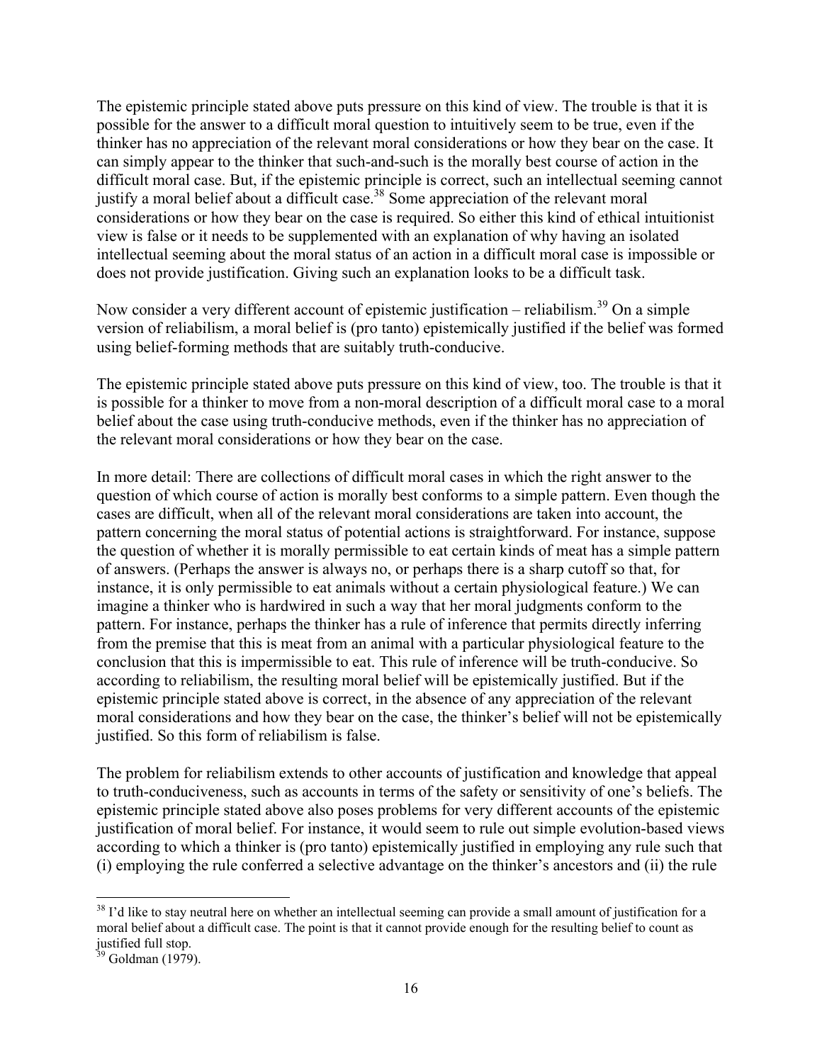The epistemic principle stated above puts pressure on this kind of view. The trouble is that it is possible for the answer to a difficult moral question to intuitively seem to be true, even if the thinker has no appreciation of the relevant moral considerations or how they bear on the case. It can simply appear to the thinker that such-and-such is the morally best course of action in the difficult moral case. But, if the epistemic principle is correct, such an intellectual seeming cannot justify a moral belief about a difficult case.[38] Some appreciation of the relevant moral considerations or how they bear on the case is required. So either this kind of ethical intuitionist view is false or it needs to be supplemented with an explanation of why having an isolated intellectual seeming about the moral status of an action in a difficult moral case is impossible or does not provide justification. Giving such an explanation looks to be a difficult task.

Now consider a very different account of epistemic justification – reliabilism.[39] On a simple version of reliabilism, a moral belief is (pro tanto) epistemically justified if the belief was formed using belief-forming methods that are suitably truth-conducive.

The epistemic principle stated above puts pressure on this kind of view, too. The trouble is that it is possible for a thinker to move from a non-moral description of a difficult moral case to a moral belief about the case using truth-conducive methods, even if the thinker has no appreciation of the relevant moral considerations or how they bear on the case.

In more detail: There are collections of difficult moral cases in which the right answer to the question of which course of action is morally best conforms to a simple pattern. Even though the cases are difficult, when all of the relevant moral considerations are taken into account, the pattern concerning the moral status of potential actions is straightforward. For instance, suppose the question of whether it is morally permissible to eat certain kinds of meat has a simple pattern of answers. (Perhaps the answer is always no, or perhaps there is a sharp cutoff so that, for instance, it is only permissible to eat animals without a certain physiological feature.) We can imagine a thinker who is hardwired in such a way that her moral judgments conform to the pattern. For instance, perhaps the thinker has a rule of inference that permits directly inferring from the premise that this is meat from an animal with a particular physiological feature to the conclusion that this is impermissible to eat. This rule of inference will be truth-conducive. So according to reliabilism, the resulting moral belief will be epistemically justified. But if the epistemic principle stated above is correct, in the absence of any appreciation of the relevant moral considerations and how they bear on the case, the thinker's belief will not be epistemically justified. So this form of reliabilism is false.

The problem for reliabilism extends to other accounts of justification and knowledge that appeal to truth-conduciveness, such as accounts in terms of the safety or sensitivity of one's beliefs. The epistemic principle stated above also poses problems for very different accounts of the epistemic justification of moral belief. For instance, it would seem to rule out simple evolution-based views according to which a thinker is (pro tanto) epistemically justified in employing any rule such that (i) employing the rule conferred a selective advantage on the thinker's ancestors and (ii) the rule

[38] I'd like to stay neutral here on whether an intellectual seeming can provide a small amount of justification for a moral belief about a difficult case. The point is that it cannot provide enough for the resulting belief to count as justified full stop.

[39] Goldman (1979).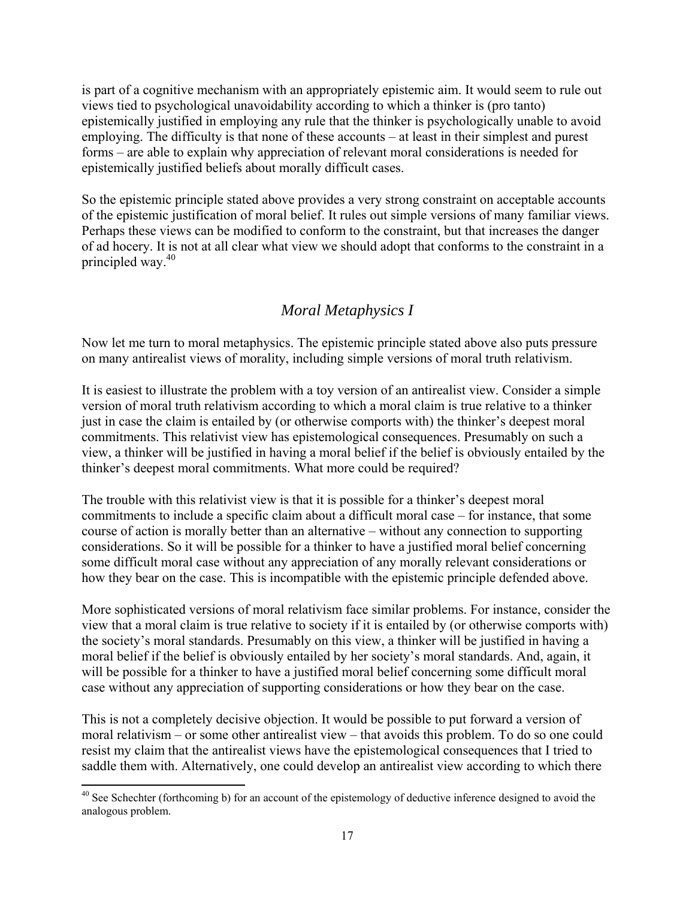is part of a cognitive mechanism with an appropriately epistemic aim. It would seem to rule out views tied to psychological unavoidability according to which a thinker is (pro tanto) epistemically justified in employing any rule that the thinker is psychologically unable to avoid employing. The difficulty is that none of these accounts – at least in their simplest and purest forms – are able to explain why appreciation of relevant moral considerations is needed for epistemically justified beliefs about morally difficult cases.

So the epistemic principle stated above provides a very strong constraint on acceptable accounts of the epistemic justification of moral belief. It rules out simple versions of many familiar views. Perhaps these views can be modified to conform to the constraint, but that increases the danger of ad hocery. It is not at all clear what view we should adopt that conforms to the constraint in a principled way.[40]

## *Moral Metaphysics I*

Now let me turn to moral metaphysics. The epistemic principle stated above also puts pressure on many antirealist views of morality, including simple versions of moral truth relativism.

It is easiest to illustrate the problem with a toy version of an antirealist view. Consider a simple version of moral truth relativism according to which a moral claim is true relative to a thinker just in case the claim is entailed by (or otherwise comports with) the thinker's deepest moral commitments. This relativist view has epistemological consequences. Presumably on such a view, a thinker will be justified in having a moral belief if the belief is obviously entailed by the thinker's deepest moral commitments. What more could be required?

The trouble with this relativist view is that it is possible for a thinker's deepest moral commitments to include a specific claim about a difficult moral case – for instance, that some course of action is morally better than an alternative – without any connection to supporting considerations. So it will be possible for a thinker to have a justified moral belief concerning some difficult moral case without any appreciation of any morally relevant considerations or how they bear on the case. This is incompatible with the epistemic principle defended above.

More sophisticated versions of moral relativism face similar problems. For instance, consider the view that a moral claim is true relative to society if it is entailed by (or otherwise comports with) the society's moral standards. Presumably on this view, a thinker will be justified in having a moral belief if the belief is obviously entailed by her society's moral standards. And, again, it will be possible for a thinker to have a justified moral belief concerning some difficult moral case without any appreciation of supporting considerations or how they bear on the case.

This is not a completely decisive objection. It would be possible to put forward a version of moral relativism – or some other antirealist view – that avoids this problem. To do so one could resist my claim that the antirealist views have the epistemological consequences that I tried to saddle them with. Alternatively, one could develop an antirealist view according to which there

[40] See Schechter (forthcoming b) for an account of the epistemology of deductive inference designed to avoid the analogous problem.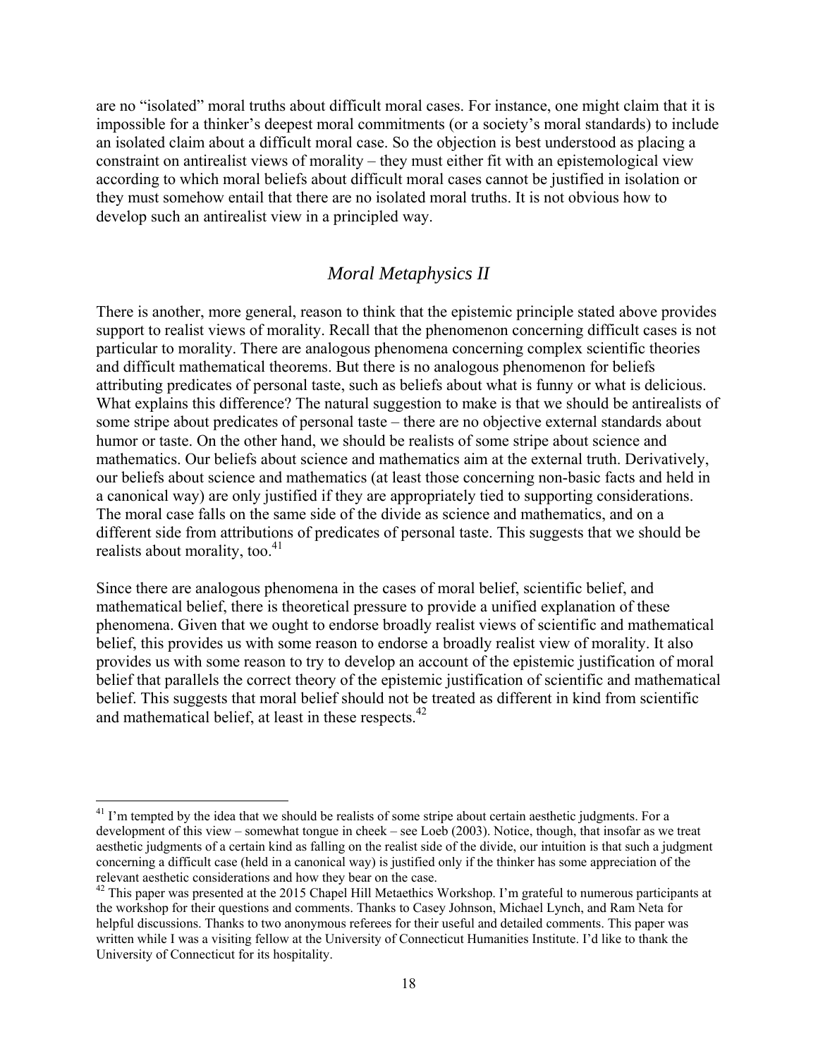are no "isolated" moral truths about difficult moral cases. For instance, one might claim that it is impossible for a thinker's deepest moral commitments (or a society's moral standards) to include an isolated claim about a difficult moral case. So the objection is best understood as placing a constraint on antirealist views of morality – they must either fit with an epistemological view according to which moral beliefs about difficult moral cases cannot be justified in isolation or they must somehow entail that there are no isolated moral truths. It is not obvious how to develop such an antirealist view in a principled way.

## *Moral Metaphysics II*

There is another, more general, reason to think that the epistemic principle stated above provides support to realist views of morality. Recall that the phenomenon concerning difficult cases is not particular to morality. There are analogous phenomena concerning complex scientific theories and difficult mathematical theorems. But there is no analogous phenomenon for beliefs attributing predicates of personal taste, such as beliefs about what is funny or what is delicious. What explains this difference? The natural suggestion to make is that we should be antirealists of some stripe about predicates of personal taste – there are no objective external standards about humor or taste. On the other hand, we should be realists of some stripe about science and mathematics. Our beliefs about science and mathematics aim at the external truth. Derivatively, our beliefs about science and mathematics (at least those concerning non-basic facts and held in a canonical way) are only justified if they are appropriately tied to supporting considerations. The moral case falls on the same side of the divide as science and mathematics, and on a different side from attributions of predicates of personal taste. This suggests that we should be realists about morality, too.[41]

Since there are analogous phenomena in the cases of moral belief, scientific belief, and mathematical belief, there is theoretical pressure to provide a unified explanation of these phenomena. Given that we ought to endorse broadly realist views of scientific and mathematical belief, this provides us with some reason to endorse a broadly realist view of morality. It also provides us with some reason to try to develop an account of the epistemic justification of moral belief that parallels the correct theory of the epistemic justification of scientific and mathematical belief. This suggests that moral belief should not be treated as different in kind from scientific and mathematical belief, at least in these respects.[42]

---

[41] I'm tempted by the idea that we should be realists of some stripe about certain aesthetic judgments. For a development of this view – somewhat tongue in cheek – see Loeb (2003). Notice, though, that insofar as we treat aesthetic judgments of a certain kind as falling on the realist side of the divide, our intuition is that such a judgment concerning a difficult case (held in a canonical way) is justified only if the thinker has some appreciation of the relevant aesthetic considerations and how they bear on the case.

[42] This paper was presented at the 2015 Chapel Hill Metaethics Workshop. I'm grateful to numerous participants at the workshop for their questions and comments. Thanks to Casey Johnson, Michael Lynch, and Ram Neta for helpful discussions. Thanks to two anonymous referees for their useful and detailed comments. This paper was written while I was a visiting fellow at the University of Connecticut Humanities Institute. I'd like to thank the University of Connecticut for its hospitality.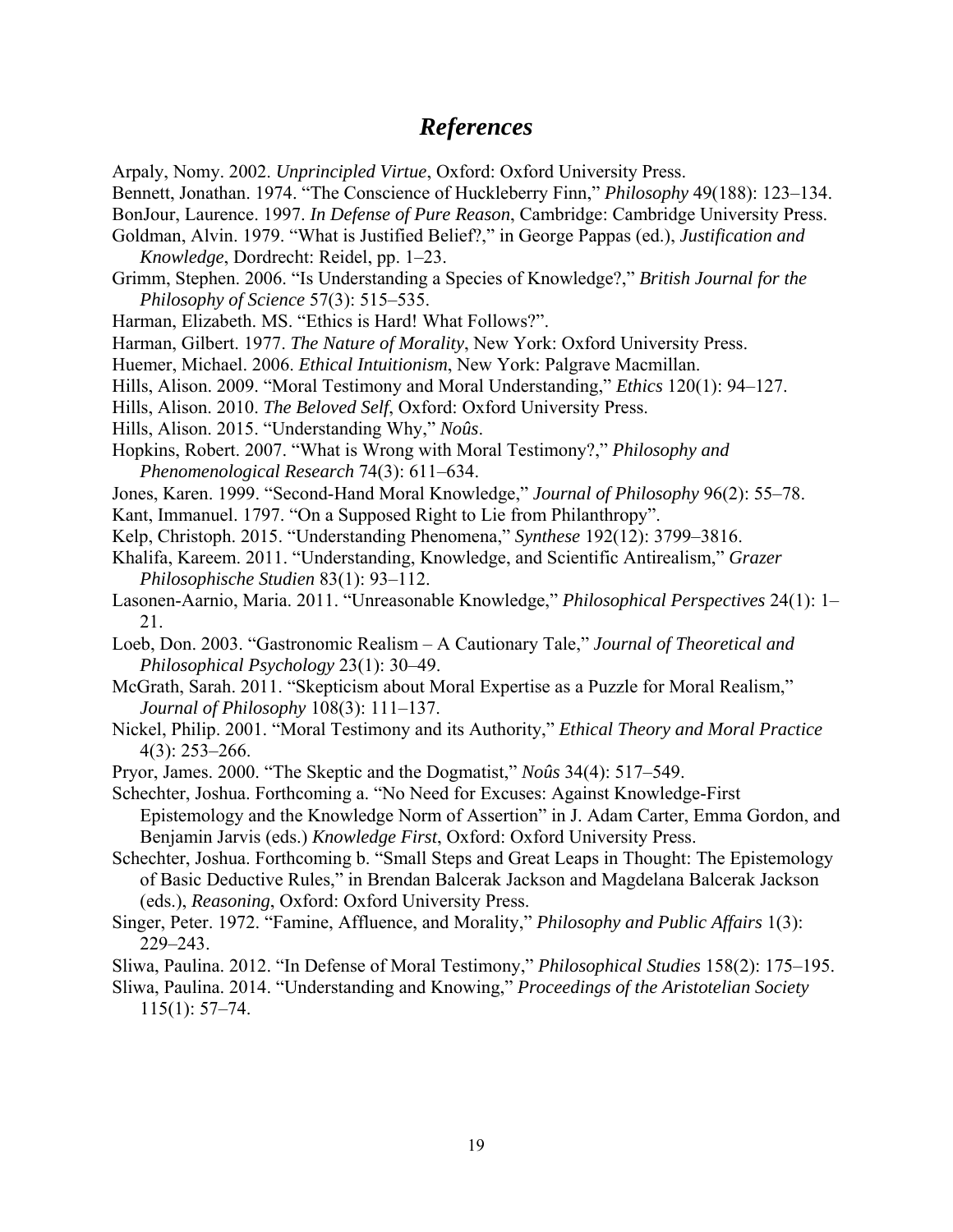# *References*

Arpaly, Nomy. 2002. *Unprincipled Virtue*, Oxford: Oxford University Press.

Bennett, Jonathan. 1974. "The Conscience of Huckleberry Finn," *Philosophy* 49(188): 123–134.

BonJour, Laurence. 1997. *In Defense of Pure Reason*, Cambridge: Cambridge University Press.

Goldman, Alvin. 1979. "What is Justified Belief?," in George Pappas (ed.), *Justification and Knowledge*, Dordrecht: Reidel, pp. 1–23.

Grimm, Stephen. 2006. "Is Understanding a Species of Knowledge?," *British Journal for the Philosophy of Science* 57(3): 515–535.

Harman, Elizabeth. MS. "Ethics is Hard! What Follows?".

Harman, Gilbert. 1977. *The Nature of Morality*, New York: Oxford University Press.

Huemer, Michael. 2006. *Ethical Intuitionism*, New York: Palgrave Macmillan.

Hills, Alison. 2009. "Moral Testimony and Moral Understanding," *Ethics* 120(1): 94–127.

Hills, Alison. 2010. *The Beloved Self*, Oxford: Oxford University Press.

Hills, Alison. 2015. "Understanding Why," *Noûs*.

Hopkins, Robert. 2007. "What is Wrong with Moral Testimony?," *Philosophy and Phenomenological Research* 74(3): 611–634.

Jones, Karen. 1999. "Second-Hand Moral Knowledge," *Journal of Philosophy* 96(2): 55–78.

Kant, Immanuel. 1797. "On a Supposed Right to Lie from Philanthropy".

Kelp, Christoph. 2015. "Understanding Phenomena," *Synthese* 192(12): 3799–3816.

Khalifa, Kareem. 2011. "Understanding, Knowledge, and Scientific Antirealism," *Grazer Philosophische Studien* 83(1): 93–112.

Lasonen-Aarnio, Maria. 2011. "Unreasonable Knowledge," *Philosophical Perspectives* 24(1): 1–21.

Loeb, Don. 2003. "Gastronomic Realism – A Cautionary Tale," *Journal of Theoretical and Philosophical Psychology* 23(1): 30–49.

McGrath, Sarah. 2011. "Skepticism about Moral Expertise as a Puzzle for Moral Realism," *Journal of Philosophy* 108(3): 111–137.

Nickel, Philip. 2001. "Moral Testimony and its Authority," *Ethical Theory and Moral Practice* 4(3): 253–266.

Pryor, James. 2000. "The Skeptic and the Dogmatist," *Noûs* 34(4): 517–549.

Schechter, Joshua. Forthcoming a. "No Need for Excuses: Against Knowledge-First Epistemology and the Knowledge Norm of Assertion" in J. Adam Carter, Emma Gordon, and Benjamin Jarvis (eds.) *Knowledge First*, Oxford: Oxford University Press.

Schechter, Joshua. Forthcoming b. "Small Steps and Great Leaps in Thought: The Epistemology of Basic Deductive Rules," in Brendan Balcerak Jackson and Magdelana Balcerak Jackson (eds.), *Reasoning*, Oxford: Oxford University Press.

Singer, Peter. 1972. "Famine, Affluence, and Morality," *Philosophy and Public Affairs* 1(3): 229–243.

Sliwa, Paulina. 2012. "In Defense of Moral Testimony," *Philosophical Studies* 158(2): 175–195.

Sliwa, Paulina. 2014. "Understanding and Knowing," *Proceedings of the Aristotelian Society* 115(1): 57–74.